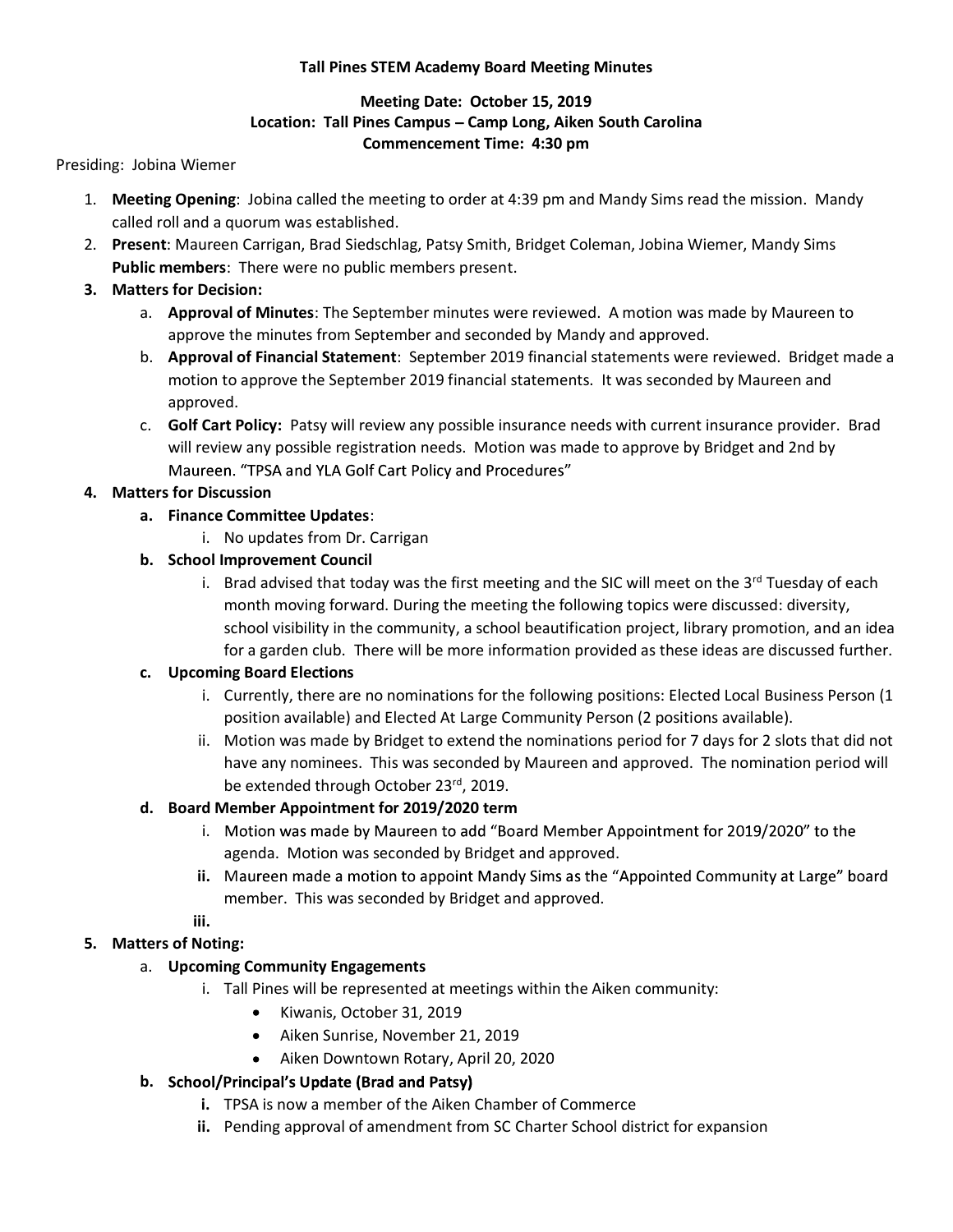**Tall Pines STEM Academy Board Meeting Minutes**

**Meeting Date: October 15, 2019**
**Location: Tall Pines Campus – Camp Long, Aiken South Carolina**
**Commencement Time: 4:30 pm**

Presiding: Jobina Wiemer

1. **Meeting Opening**: Jobina called the meeting to order at 4:39 pm and Mandy Sims read the mission. Mandy called roll and a quorum was established.
2. **Present**: Maureen Carrigan, Brad Siedschlag, Patsy Smith, Bridget Coleman, Jobina Wiemer, Mandy Sims
   **Public members**: There were no public members present.
3. **Matters for Decision:**
   a. **Approval of Minutes**: The September minutes were reviewed. A motion was made by Maureen to approve the minutes from September and seconded by Mandy and approved.
   b. **Approval of Financial Statement**: September 2019 financial statements were reviewed. Bridget made a motion to approve the September 2019 financial statements. It was seconded by Maureen and approved.
   c. **Golf Cart Policy:** Patsy will review any possible insurance needs with current insurance provider. Brad will review any possible registration needs. Motion was made to approve by Bridget and 2nd by Maureen. "TPSA and YLA Golf Cart Policy and Procedures"
4. **Matters for Discussion**
   a. **Finance Committee Updates**:
      i. No updates from Dr. Carrigan
   b. **School Improvement Council**
      i. Brad advised that today was the first meeting and the SIC will meet on the 3rd Tuesday of each month moving forward. During the meeting the following topics were discussed: diversity, school visibility in the community, a school beautification project, library promotion, and an idea for a garden club. There will be more information provided as these ideas are discussed further.
   c. **Upcoming Board Elections**
      i. Currently, there are no nominations for the following positions: Elected Local Business Person (1 position available) and Elected At Large Community Person (2 positions available).
      ii. Motion was made by Bridget to extend the nominations period for 7 days for 2 slots that did not have any nominees. This was seconded by Maureen and approved. The nomination period will be extended through October 23rd, 2019.
   d. **Board Member Appointment for 2019/2020 term**
      i. Motion was made by Maureen to add "Board Member Appointment for 2019/2020" to the agenda. Motion was seconded by Bridget and approved.
      ii. Maureen made a motion to appoint Mandy Sims as the "Appointed Community at Large" board member. This was seconded by Bridget and approved.
      iii.
5. **Matters of Noting:**
   a. **Upcoming Community Engagements**
      i. Tall Pines will be represented at meetings within the Aiken community:
         - Kiwanis, October 31, 2019
         - Aiken Sunrise, November 21, 2019
         - Aiken Downtown Rotary, April 20, 2020
   b. **School/Principal's Update (Brad and Patsy)**
      i. TPSA is now a member of the Aiken Chamber of Commerce
      ii. Pending approval of amendment from SC Charter School district for expansion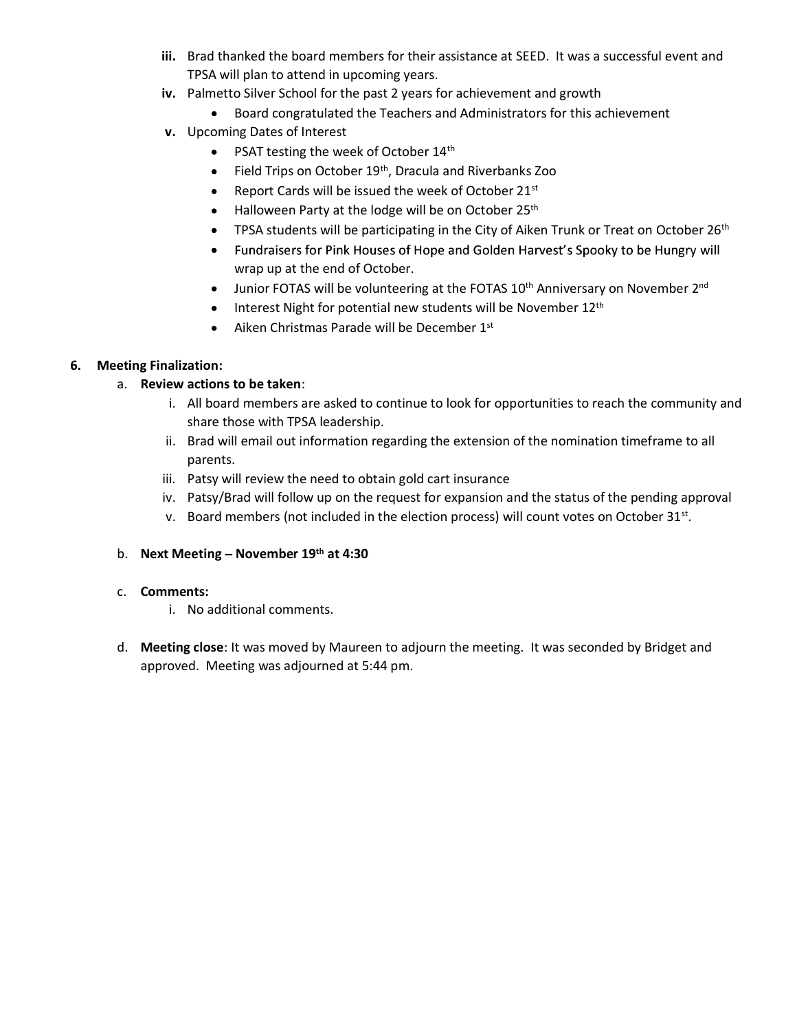iii. Brad thanked the board members for their assistance at SEED. It was a successful event and TPSA will plan to attend in upcoming years.

iv. Palmetto Silver School for the past 2 years for achievement and growth
   - Board congratulated the Teachers and Administrators for this achievement

v. Upcoming Dates of Interest
   - PSAT testing the week of October 14th
   - Field Trips on October 19th, Dracula and Riverbanks Zoo
   - Report Cards will be issued the week of October 21st
   - Halloween Party at the lodge will be on October 25th
   - TPSA students will be participating in the City of Aiken Trunk or Treat on October 26th
   - Fundraisers for Pink Houses of Hope and Golden Harvest's Spooky to be Hungry will wrap up at the end of October.
   - Junior FOTAS will be volunteering at the FOTAS 10th Anniversary on November 2nd
   - Interest Night for potential new students will be November 12th
   - Aiken Christmas Parade will be December 1st

**6. Meeting Finalization:**

a. **Review actions to be taken**:

   i. All board members are asked to continue to look for opportunities to reach the community and share those with TPSA leadership.

   ii. Brad will email out information regarding the extension of the nomination timeframe to all parents.

   iii. Patsy will review the need to obtain gold cart insurance

   iv. Patsy/Brad will follow up on the request for expansion and the status of the pending approval

   v. Board members (not included in the election process) will count votes on October 31st.

b. **Next Meeting – November 19th at 4:30**

c. **Comments:**

   i. No additional comments.

d. **Meeting close**: It was moved by Maureen to adjourn the meeting. It was seconded by Bridget and approved. Meeting was adjourned at 5:44 pm.